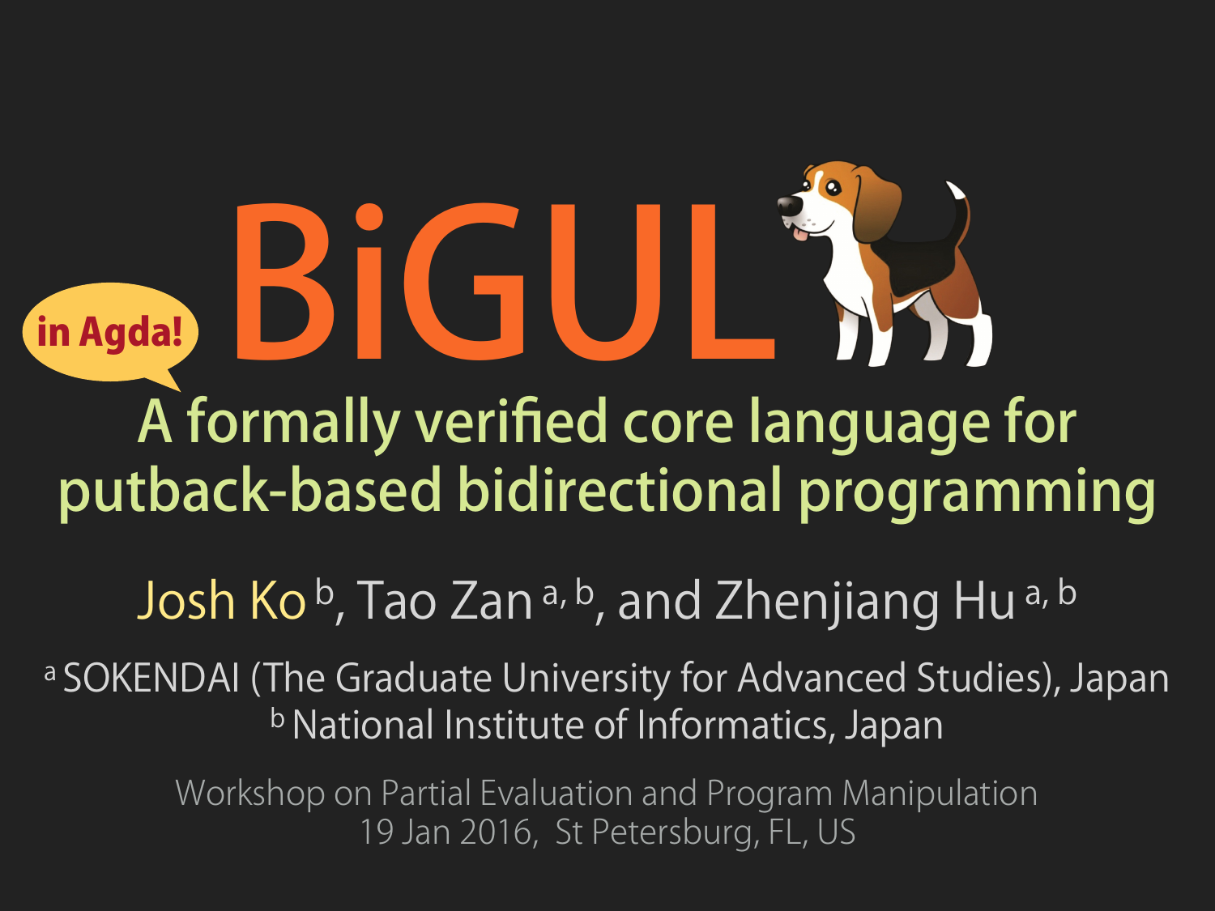# BiGUL

in Agda!

## A formally verified core language for putback-based bidirectional programming

Josh Ko [b], Tao Zan [a, b], and Zhenjiang Hu [a, b]

[a] SOKENDAI (The Graduate University for Advanced Studies), Japan
[b] National Institute of Informatics, Japan

Workshop on Partial Evaluation and Program Manipulation
19 Jan 2016, St Petersburg, FL, US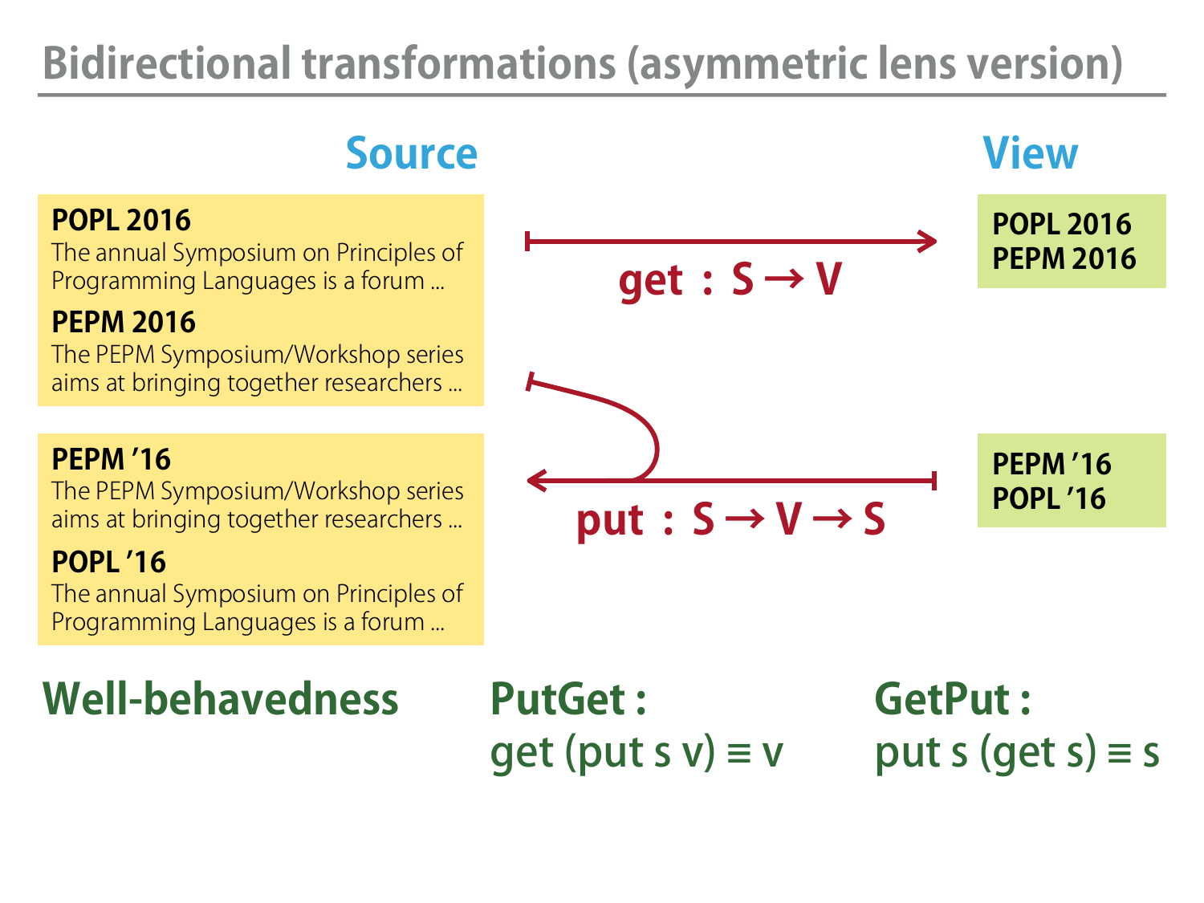# Bidirectional transformations (asymmetric lens version)

**Source**

**POPL 2016**
The annual Symposium on Principles of Programming Languages is a forum ...

**PEPM 2016**
The PEPM Symposium/Workshop series aims at bringing together researchers ...

**View**

**POPL 2016**
**PEPM 2016**

**get : S → V**

**PEPM '16**
The PEPM Symposium/Workshop series aims at bringing together researchers ...

**POPL '16**
The annual Symposium on Principles of Programming Languages is a forum ...

**PEPM '16**
**POPL '16**

**put : S → V → S**

**Well-behavedness**

**PutGet :**
get (put s v) ≡ v

**GetPut :**
put s (get s) ≡ s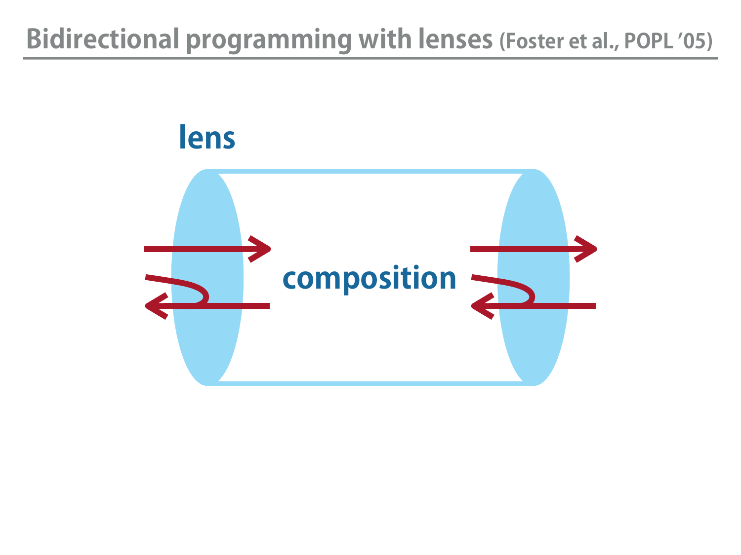# Bidirectional programming with lenses (Foster et al., POPL '05)

lens

composition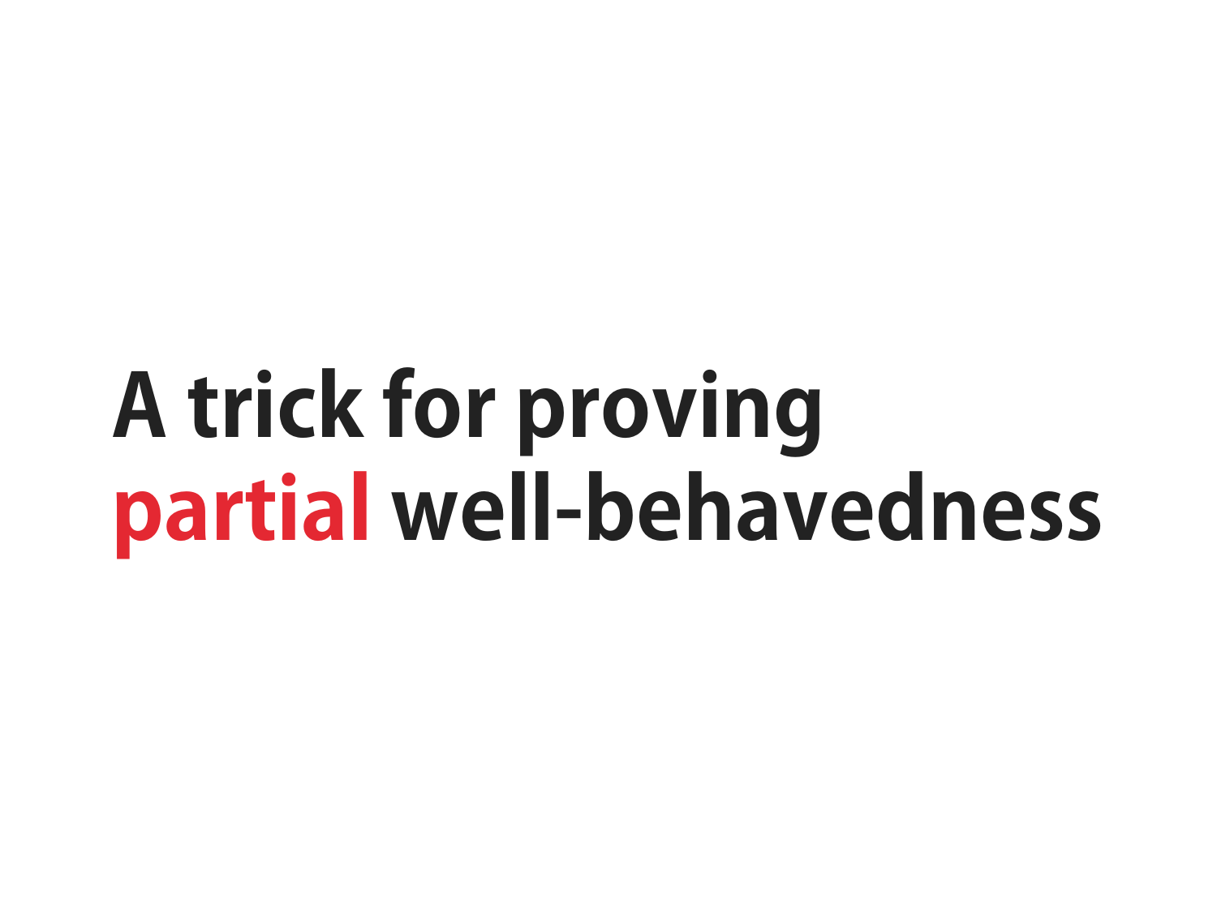# A trick for proving **partial** well-behavedness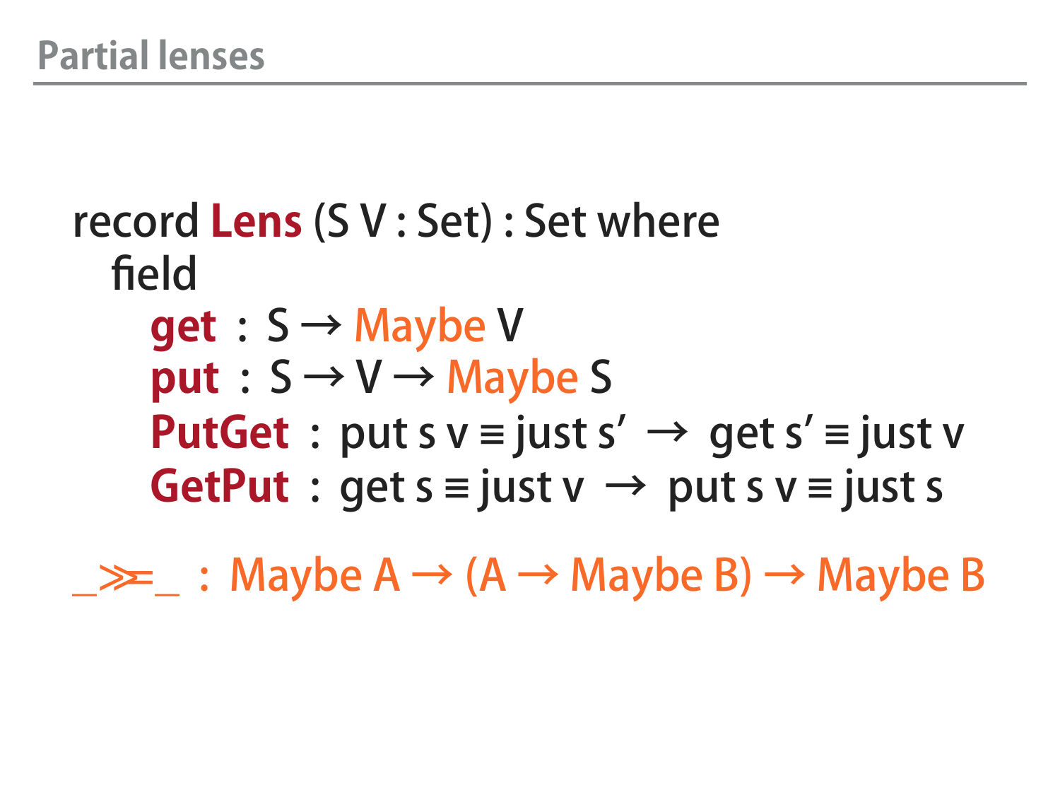# Partial lenses

```
record Lens (S V : Set) : Set where
  field
    get    : S → Maybe V
    put    : S → V → Maybe S
    PutGet : put s v ≡ just s′  →  get s′ ≡ just v
    GetPut : get s ≡ just v  →  put s v ≡ just s

_>>=_ : Maybe A → (A → Maybe B) → Maybe B
```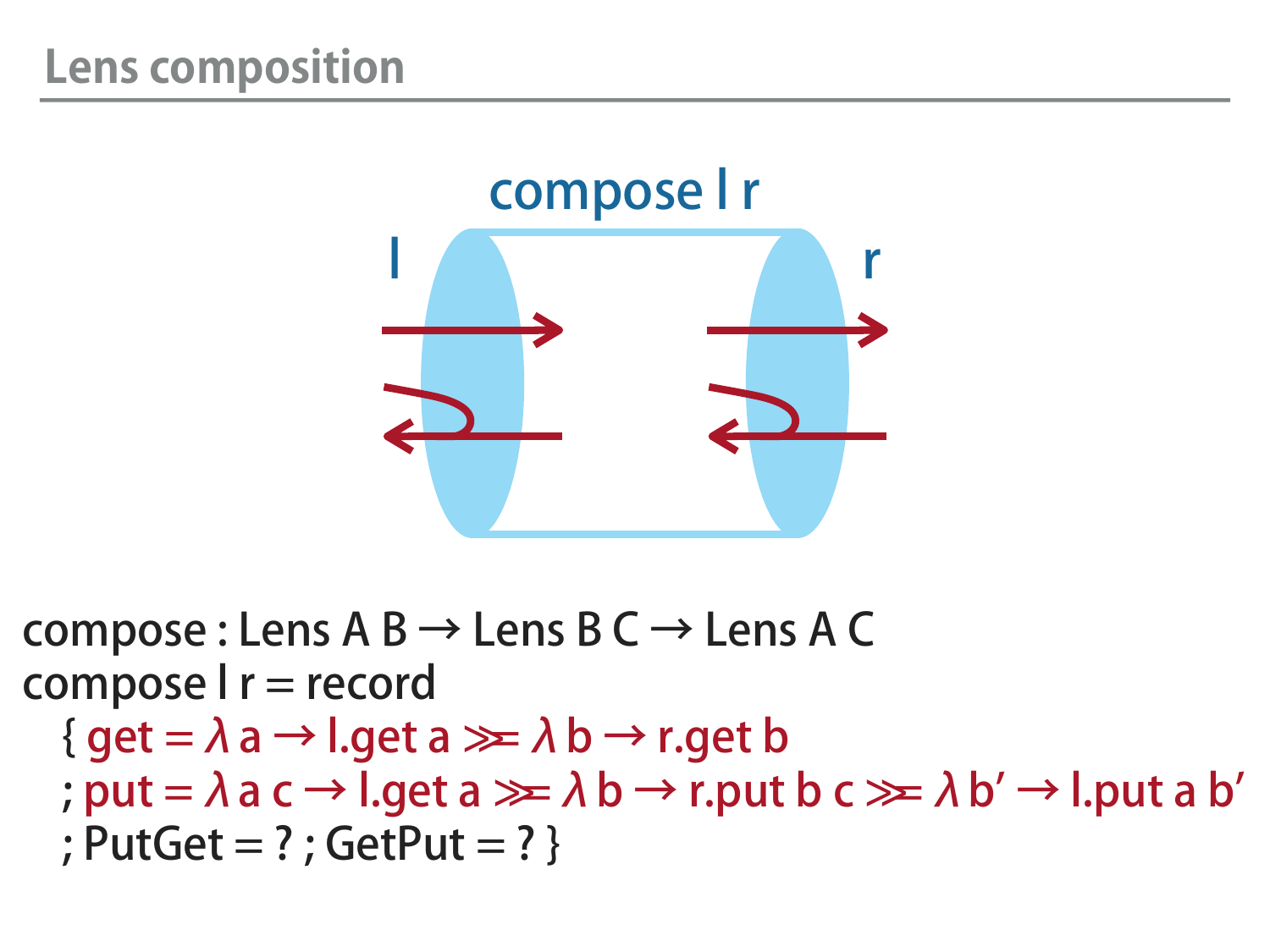## Lens composition

compose l r

l

r

```
compose : Lens A B → Lens B C → Lens A C
compose l r = record
  { get = λ a → l.get a ≫= λ b → r.get b
  ; put = λ a c → l.get a ≫= λ b → r.put b c ≫= λ b′ → l.put a b′
  ; PutGet = ? ; GetPut = ? }
```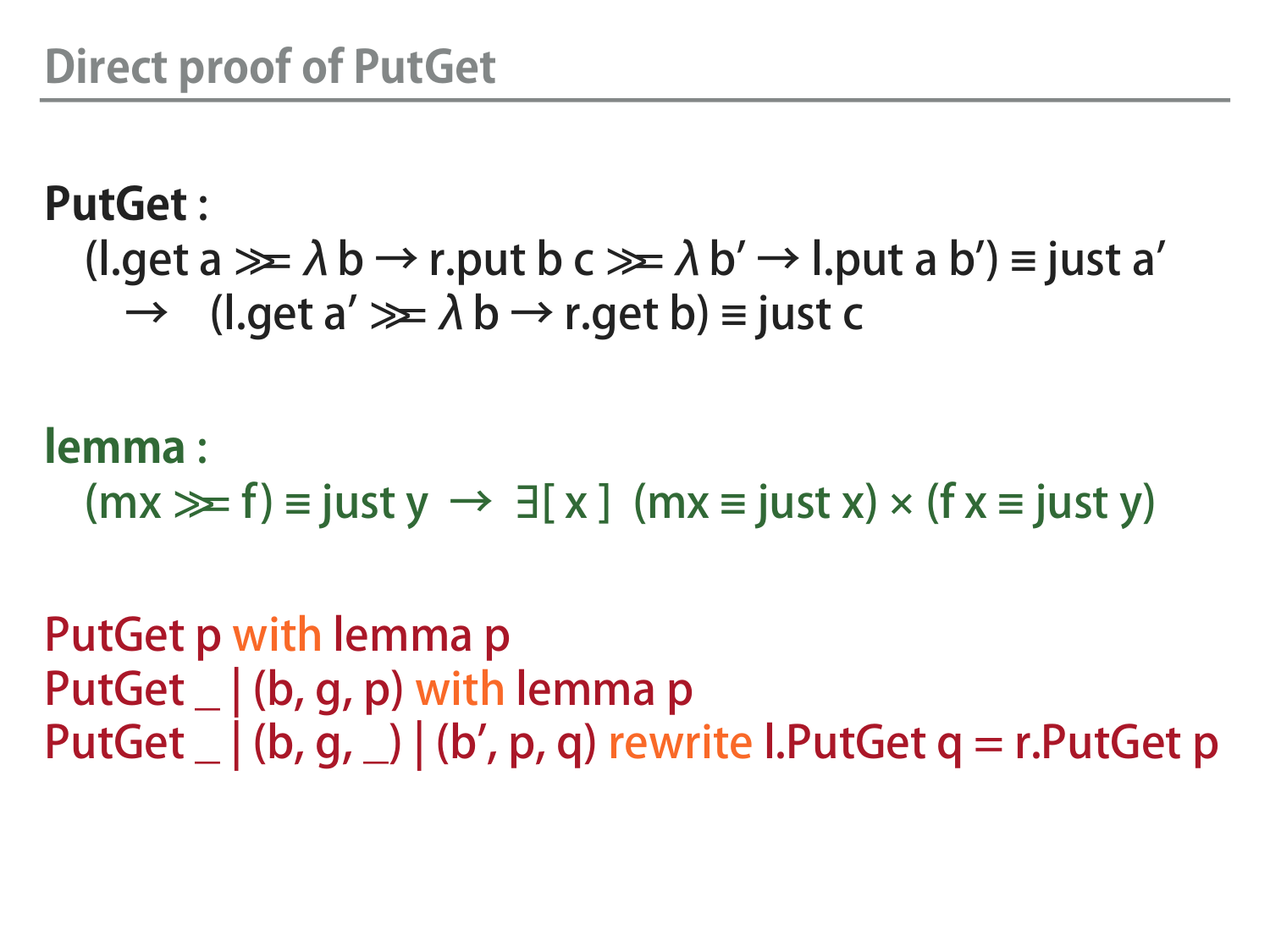# Direct proof of PutGet

**PutGet :**

```
  (l.get a ≫= λ b → r.put b c ≫= λ b′ → l.put a b′) ≡ just a′
    →   (l.get a′ ≫= λ b → r.get b) ≡ just c
```

**lemma :**

```
  (mx ≫= f) ≡ just y  →  ∃[ x ]  (mx ≡ just x) × (f x ≡ just y)
```

```
PutGet p with lemma p
PutGet _ | (b, g, p) with lemma p
PutGet _ | (b, g, _) | (b′, p, q) rewrite l.PutGet q = r.PutGet p
```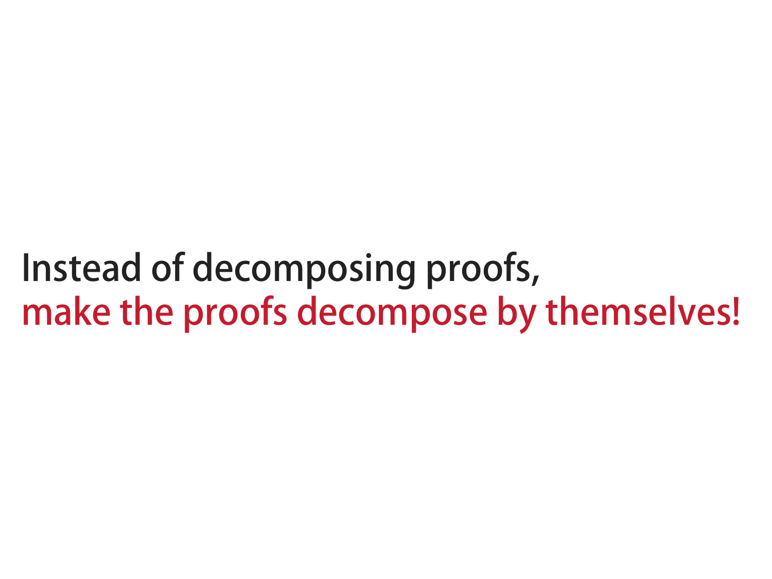Instead of decomposing proofs,
make the proofs decompose by themselves!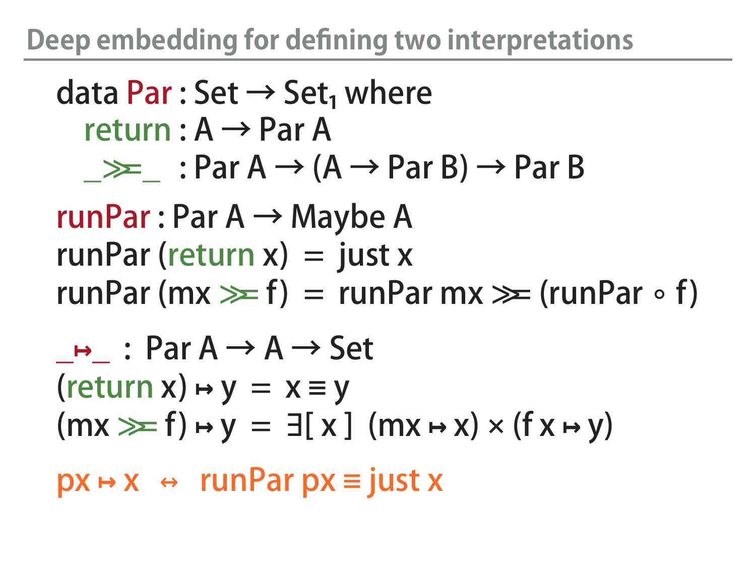## Deep embedding for defining two interpretations

```
data Par : Set → Set₁ where
  return : A → Par A
  _>>=_  : Par A → (A → Par B) → Par B

runPar : Par A → Maybe A
runPar (return x)  =  just x
runPar (mx >>= f)  =  runPar mx >>= (runPar ∘ f)

_↦_ : Par A → A → Set
(return x) ↦ y  =  x ≡ y
(mx >>= f) ↦ y  =  ∃[ x ]  (mx ↦ x) × (f x ↦ y)

px ↦ x   ↔   runPar px ≡ just x
```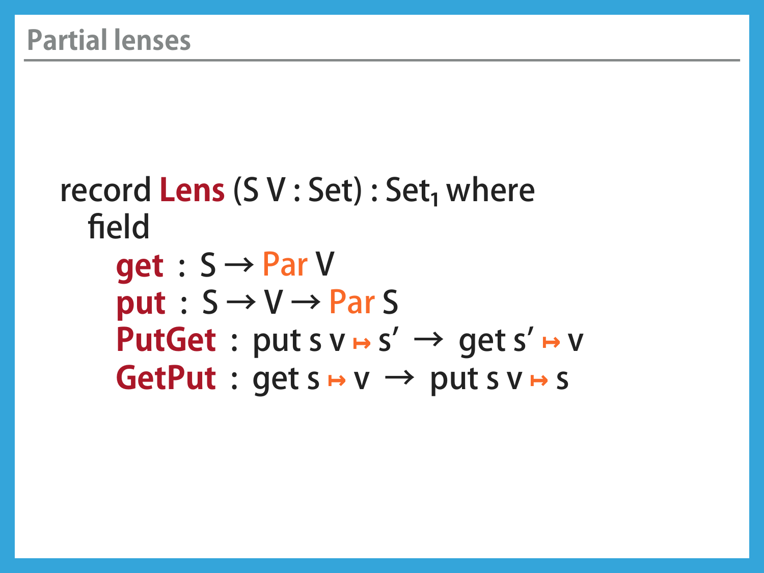## Partial lenses

```
record Lens (S V : Set) : Set₁ where
  field
    get    : S → Par V
    put    : S → V → Par S
    PutGet : put s v ↦ s'  →  get s' ↦ v
    GetPut : get s ↦ v  →  put s v ↦ s
```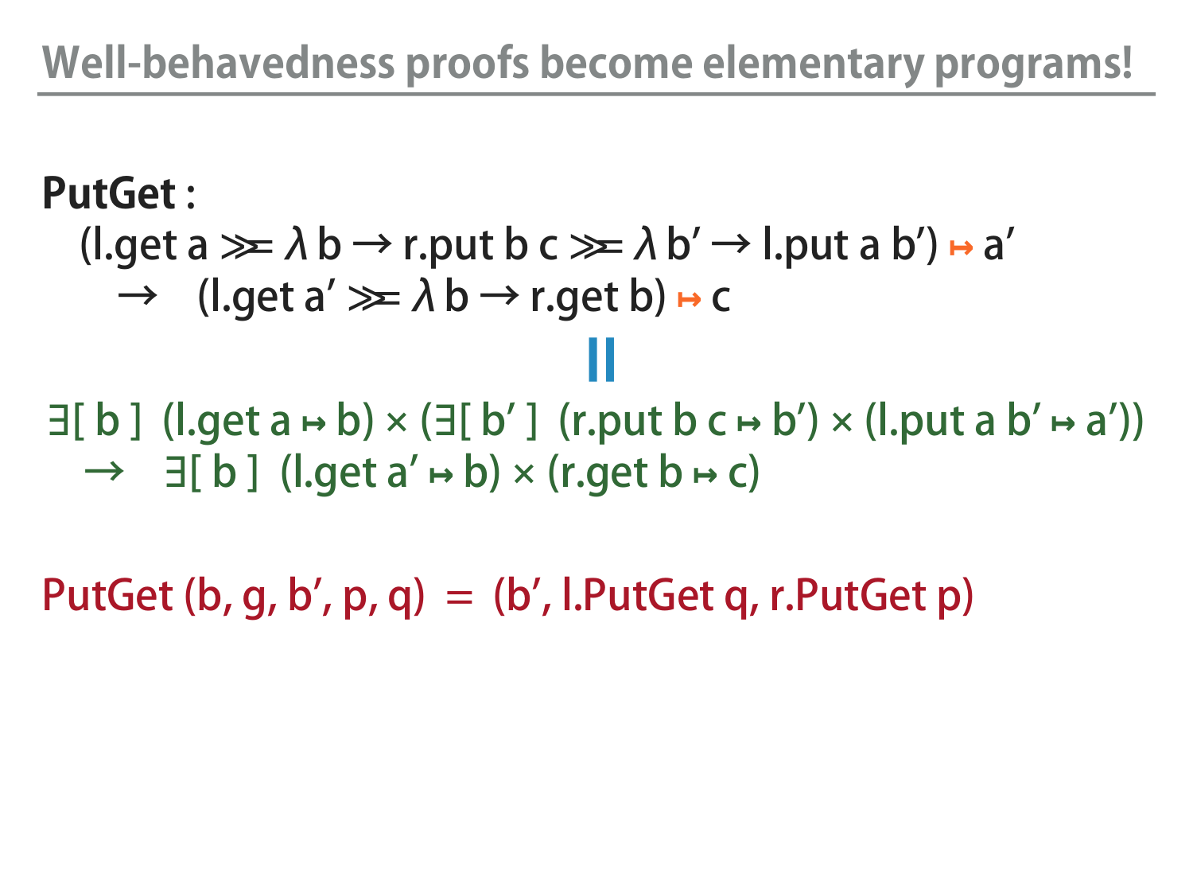# Well-behavedness proofs become elementary programs!

**PutGet :**

$$(\text{l.get a} \gg\!= \lambda\, \text{b} \rightarrow \text{r.put b c} \gg\!= \lambda\, \text{b}' \rightarrow \text{l.put a b}') \mapsto \text{a}'$$
$$\rightarrow \quad (\text{l.get a}' \gg\!= \lambda\, \text{b} \rightarrow \text{r.get b}) \mapsto \text{c}$$

$$\|$$

$$\exists[\,\text{b}\,]\;\; (\text{l.get a} \mapsto \text{b}) \times (\exists[\,\text{b}'\,]\;\; (\text{r.put b c} \mapsto \text{b}') \times (\text{l.put a b}' \mapsto \text{a}'))$$
$$\rightarrow \quad \exists[\,\text{b}\,]\;\; (\text{l.get a}' \mapsto \text{b}) \times (\text{r.get b} \mapsto \text{c})$$

PutGet (b, g, b′, p, q) = (b′, l.PutGet q, r.PutGet p)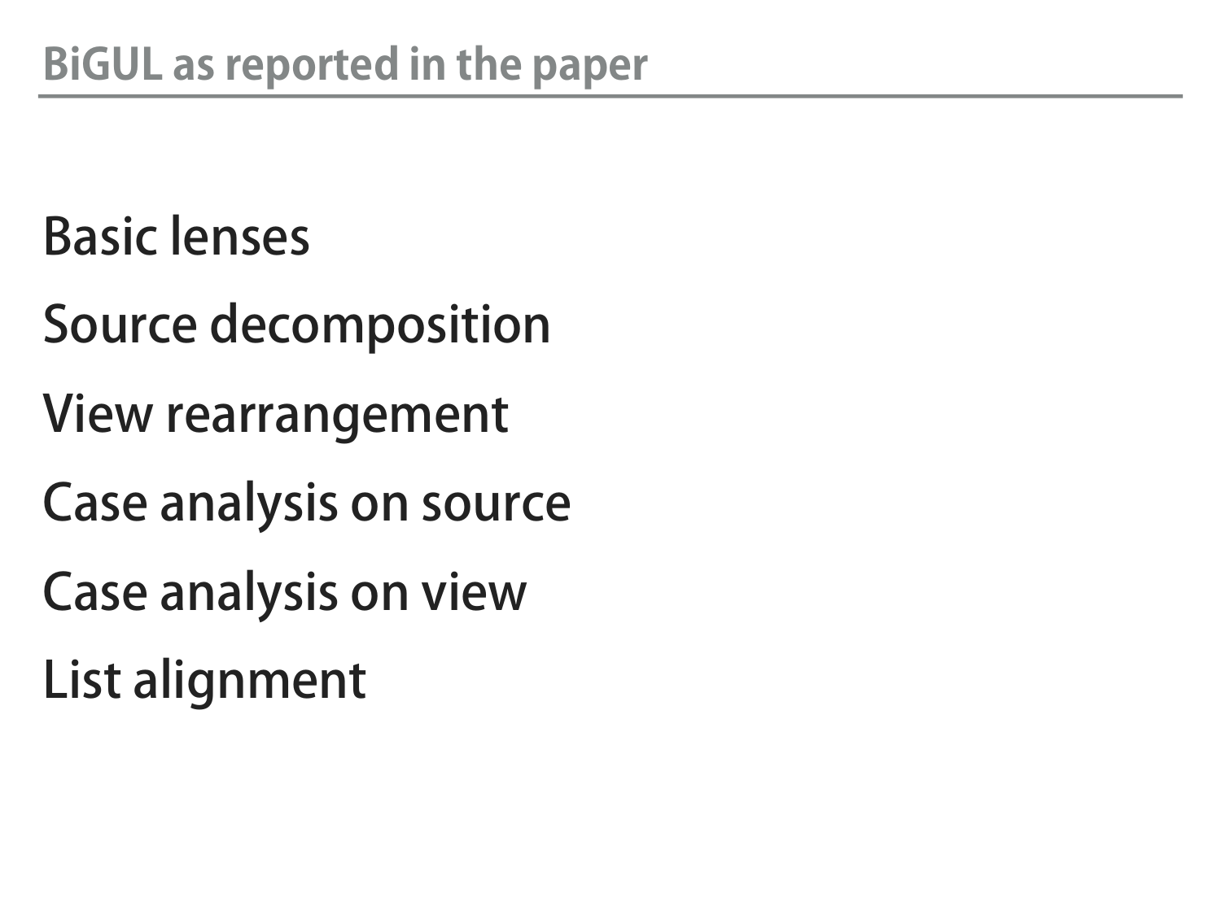## BiGUL as reported in the paper

Basic lenses

Source decomposition

View rearrangement

Case analysis on source

Case analysis on view

List alignment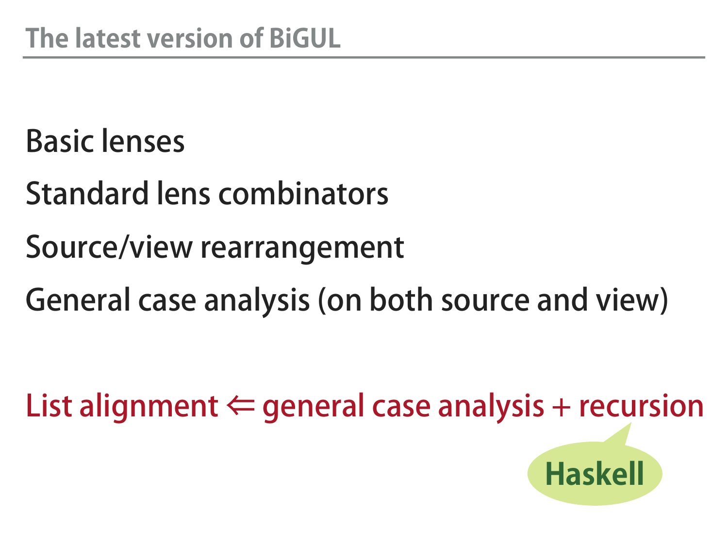## The latest version of BiGUL

Basic lenses

Standard lens combinators

Source/view rearrangement

General case analysis (on both source and view)

List alignment ⇐ general case analysis + recursion

Haskell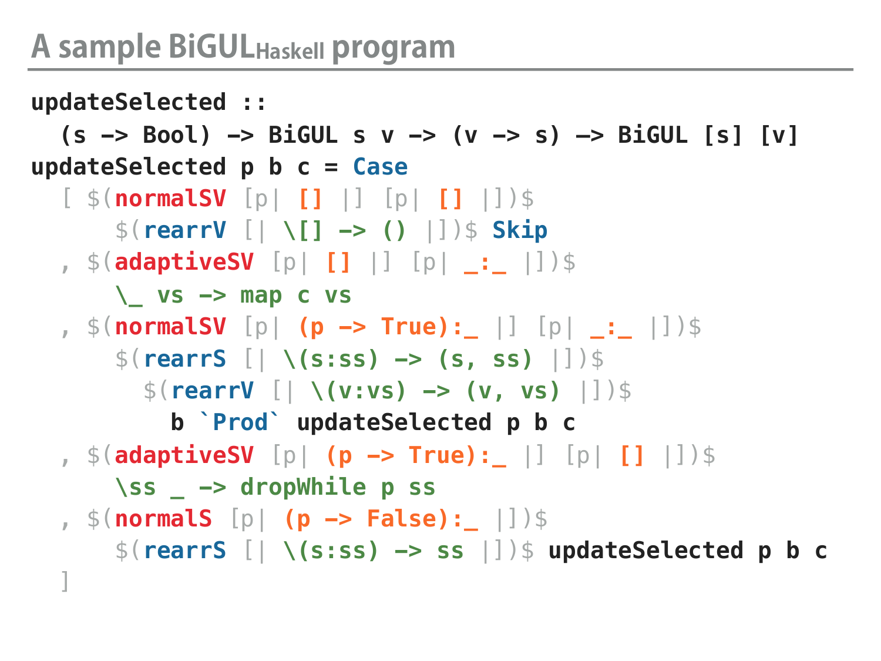## A sample BiGUL<sub>Haskell</sub> program

```
updateSelected ::
  (s -> Bool) -> BiGUL s v -> (v -> s) -> BiGUL [s] [v]
updateSelected p b c = Case
  [ $(normalSV [p| [] |] [p| [] |])$
      $(rearrV [| \[] -> () |])$ Skip
  , $(adaptiveSV [p| [] |] [p| _:_ |])$
      \_ vs -> map c vs
  , $(normalSV [p| (p -> True):_ |] [p| _:_ |])$
      $(rearrS [| \(s:ss) -> (s, ss) |])$
        $(rearrV [| \(v:vs) -> (v, vs) |])$
          b `Prod` updateSelected p b c
  , $(adaptiveSV [p| (p -> True):_ |] [p| [] |])$
      \ss _ -> dropWhile p ss
  , $(normalS [p| (p -> False):_ |])$
      $(rearrS [| \(s:ss) -> ss |])$ updateSelected p b c
  ]
```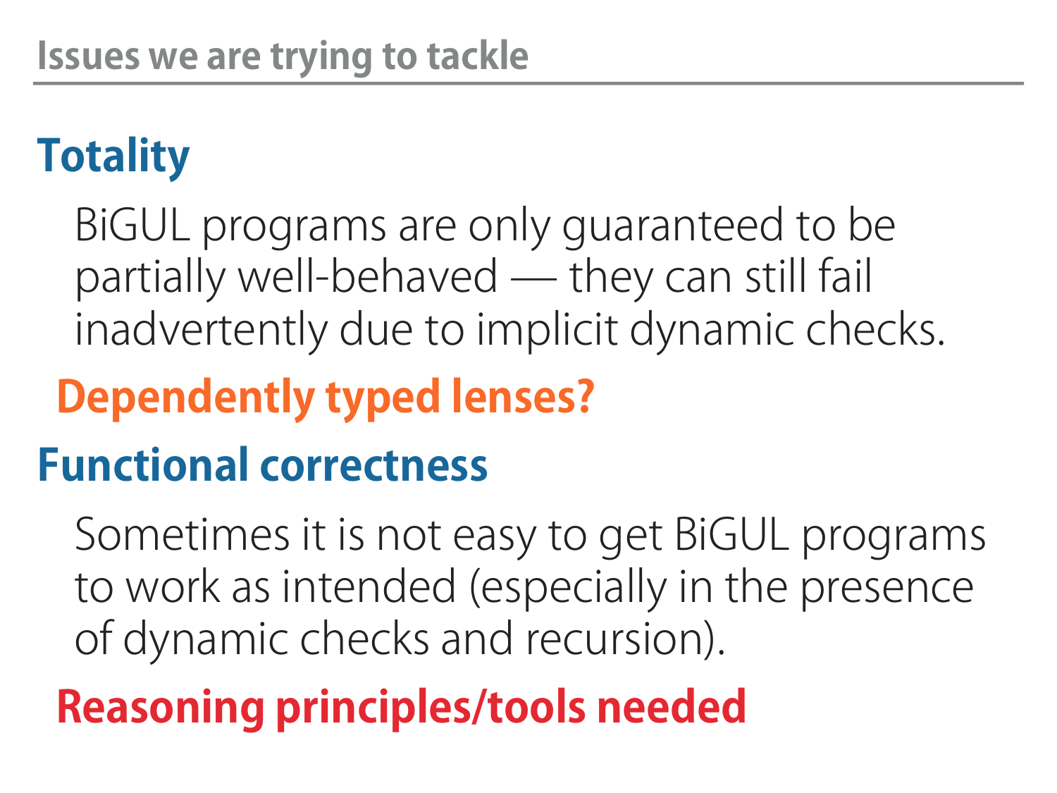## Issues we are trying to tackle

### Totality

BiGUL programs are only guaranteed to be partially well-behaved — they can still fail inadvertently due to implicit dynamic checks.

**Dependently typed lenses?**

### Functional correctness

Sometimes it is not easy to get BiGUL programs to work as intended (especially in the presence of dynamic checks and recursion).

**Reasoning principles/tools needed**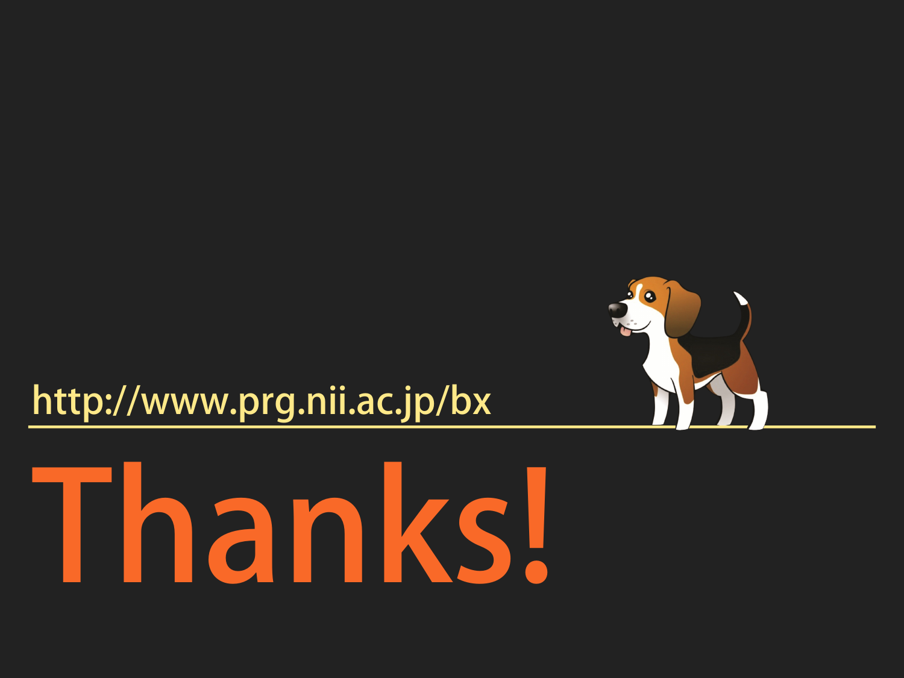http://www.prg.nii.ac.jp/bx

# Thanks!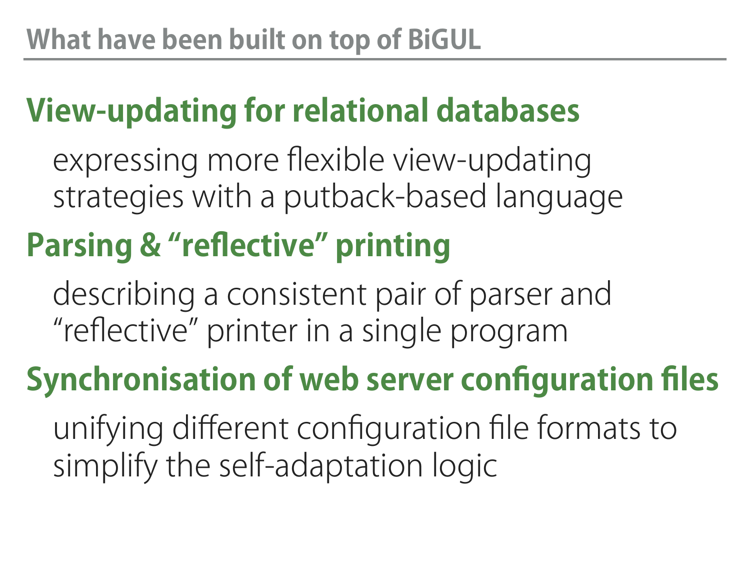## What have been built on top of BiGUL

### View-updating for relational databases

expressing more flexible view-updating strategies with a putback-based language

### Parsing & “reflective” printing

describing a consistent pair of parser and “reflective” printer in a single program

### Synchronisation of web server configuration files

unifying different configuration file formats to simplify the self-adaptation logic